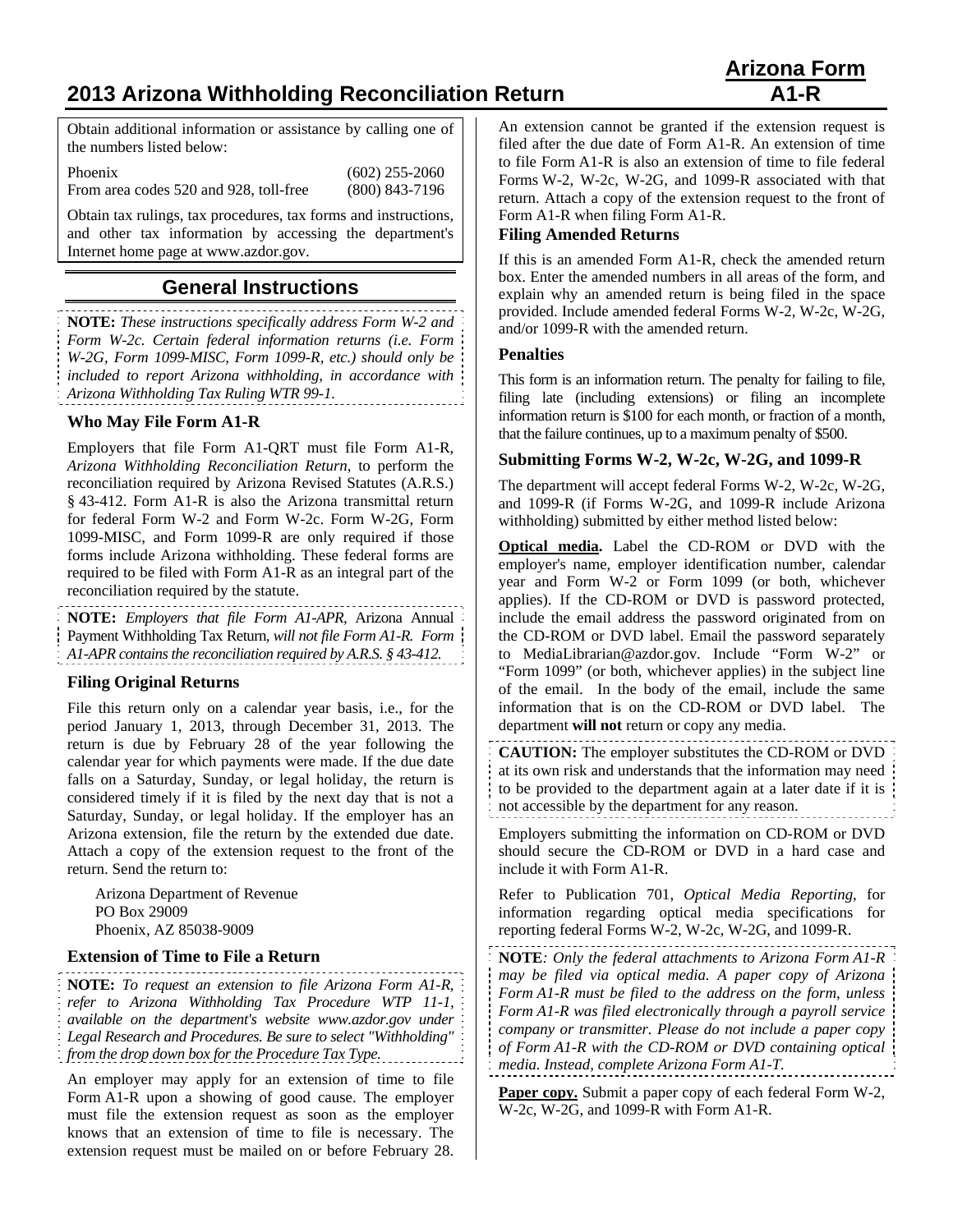# 2013 Arizona Withholding Reconciliation Return

**Arizona Form A1-R**

Obtain additional information or assistance by calling one of the numbers listed below:

| | |
|---|---|
| Phoenix | (602) 255-2060 |
| From area codes 520 and 928, toll-free | (800) 843-7196 |

Obtain tax rulings, tax procedures, tax forms and instructions, and other tax information by accessing the department's Internet home page at www.azdor.gov.

## General Instructions

**NOTE:** *These instructions specifically address Form W-2 and Form W-2c. Certain federal information returns (i.e. Form W-2G, Form 1099-MISC, Form 1099-R, etc.) should only be included to report Arizona withholding, in accordance with Arizona Withholding Tax Ruling WTR 99-1.*

### Who May File Form A1-R

Employers that file Form A1-QRT must file Form A1-R, *Arizona Withholding Reconciliation Return*, to perform the reconciliation required by Arizona Revised Statutes (A.R.S.) § 43-412. Form A1-R is also the Arizona transmittal return for federal Form W-2 and Form W-2c. Form W-2G, Form 1099-MISC, and Form 1099-R are only required if those forms include Arizona withholding. These federal forms are required to be filed with Form A1-R as an integral part of the reconciliation required by the statute.

**NOTE:** *Employers that file Form A1-APR,* Arizona Annual Payment Withholding Tax Return, *will not file Form A1-R. Form A1-APR contains the reconciliation required by A.R.S. § 43-412.*

### Filing Original Returns

File this return only on a calendar year basis, i.e., for the period January 1, 2013, through December 31, 2013. The return is due by February 28 of the year following the calendar year for which payments were made. If the due date falls on a Saturday, Sunday, or legal holiday, the return is considered timely if it is filed by the next day that is not a Saturday, Sunday, or legal holiday. If the employer has an Arizona extension, file the return by the extended due date. Attach a copy of the extension request to the front of the return. Send the return to:

Arizona Department of Revenue
PO Box 29009
Phoenix, AZ 85038-9009

### Extension of Time to File a Return

**NOTE:** *To request an extension to file Arizona Form A1-R, refer to Arizona Withholding Tax Procedure WTP 11-1, available on the department's website www.azdor.gov under Legal Research and Procedures. Be sure to select "Withholding" from the drop down box for the Procedure Tax Type.*

An employer may apply for an extension of time to file Form A1-R upon a showing of good cause. The employer must file the extension request as soon as the employer knows that an extension of time to file is necessary. The extension request must be mailed on or before February 28. An extension cannot be granted if the extension request is filed after the due date of Form A1-R. An extension of time to file Form A1-R is also an extension of time to file federal Forms W-2, W-2c, W-2G, and 1099-R associated with that return. Attach a copy of the extension request to the front of Form A1-R when filing Form A1-R.

### Filing Amended Returns

If this is an amended Form A1-R, check the amended return box. Enter the amended numbers in all areas of the form, and explain why an amended return is being filed in the space provided. Include amended federal Forms W-2, W-2c, W-2G, and/or 1099-R with the amended return.

### Penalties

This form is an information return. The penalty for failing to file, filing late (including extensions) or filing an incomplete information return is $100 for each month, or fraction of a month, that the failure continues, up to a maximum penalty of $500.

### Submitting Forms W-2, W-2c, W-2G, and 1099-R

The department will accept federal Forms W-2, W-2c, W-2G, and 1099-R (if Forms W-2G, and 1099-R include Arizona withholding) submitted by either method listed below:

**Optical media.** Label the CD-ROM or DVD with the employer's name, employer identification number, calendar year and Form W-2 or Form 1099 (or both, whichever applies). If the CD-ROM or DVD is password protected, include the email address the password originated from on the CD-ROM or DVD label. Email the password separately to MediaLibrarian@azdor.gov. Include "Form W-2" or "Form 1099" (or both, whichever applies) in the subject line of the email. In the body of the email, include the same information that is on the CD-ROM or DVD label. The department **will not** return or copy any media.

**CAUTION:** The employer substitutes the CD-ROM or DVD at its own risk and understands that the information may need to be provided to the department again at a later date if it is not accessible by the department for any reason.

Employers submitting the information on CD-ROM or DVD should secure the CD-ROM or DVD in a hard case and include it with Form A1-R.

Refer to Publication 701, *Optical Media Reporting*, for information regarding optical media specifications for reporting federal Forms W-2, W-2c, W-2G, and 1099-R.

**NOTE***: Only the federal attachments to Arizona Form A1-R may be filed via optical media. A paper copy of Arizona Form A1-R must be filed to the address on the form, unless Form A1-R was filed electronically through a payroll service company or transmitter. Please do not include a paper copy of Form A1-R with the CD-ROM or DVD containing optical media. Instead, complete Arizona Form A1-T.*

**Paper copy.** Submit a paper copy of each federal Form W-2, W-2c, W-2G, and 1099-R with Form A1-R.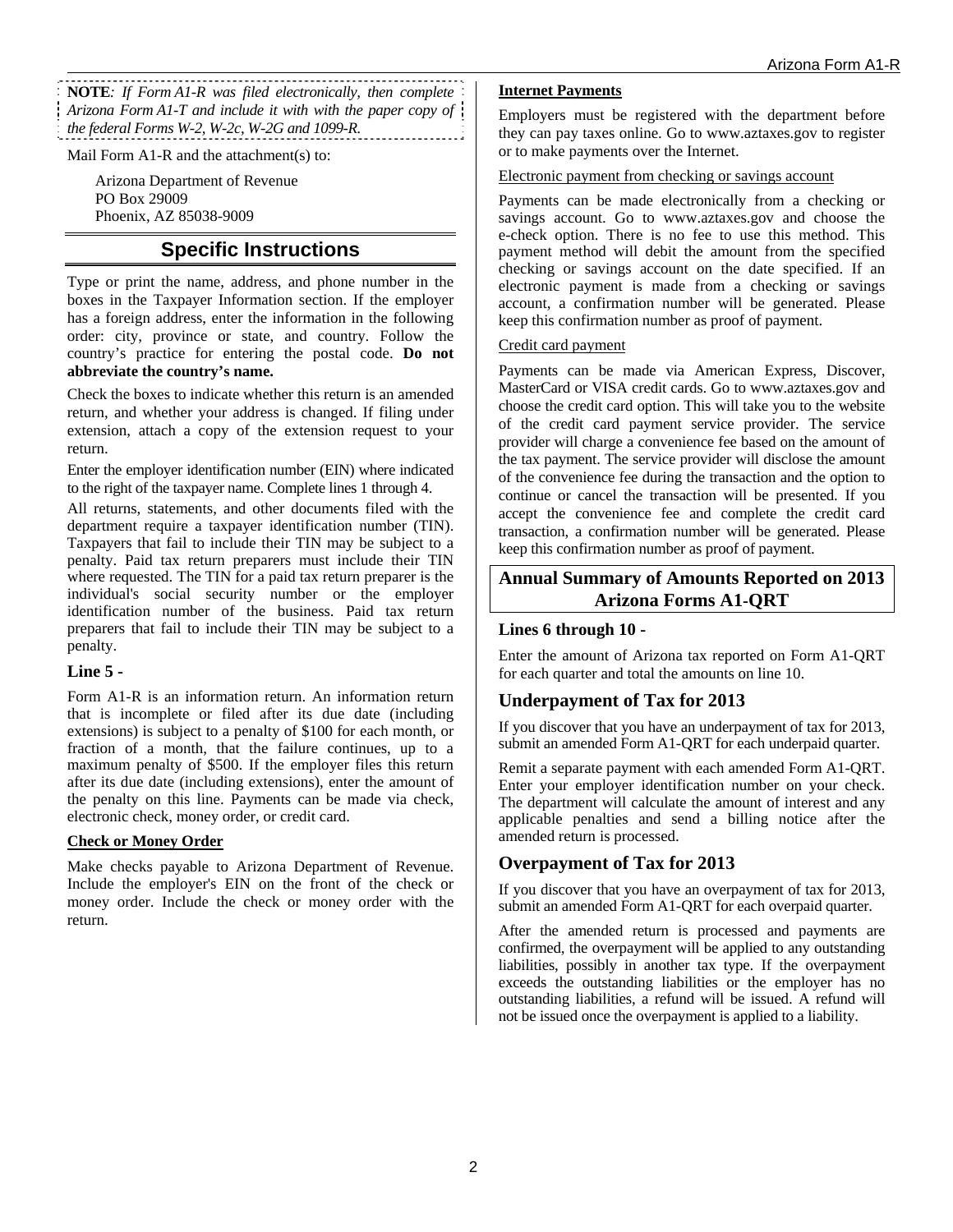**NOTE**: *If Form A1-R was filed electronically, then complete Arizona Form A1-T and include it with with the paper copy of the federal Forms W-2, W-2c, W-2G and 1099-R.*

Mail Form A1-R and the attachment(s) to:

Arizona Department of Revenue
PO Box 29009
Phoenix, AZ 85038-9009

## Specific Instructions

Type or print the name, address, and phone number in the boxes in the Taxpayer Information section. If the employer has a foreign address, enter the information in the following order: city, province or state, and country. Follow the country's practice for entering the postal code. **Do not abbreviate the country's name.**

Check the boxes to indicate whether this return is an amended return, and whether your address is changed. If filing under extension, attach a copy of the extension request to your return.

Enter the employer identification number (EIN) where indicated to the right of the taxpayer name. Complete lines 1 through 4.

All returns, statements, and other documents filed with the department require a taxpayer identification number (TIN). Taxpayers that fail to include their TIN may be subject to a penalty. Paid tax return preparers must include their TIN where requested. The TIN for a paid tax return preparer is the individual's social security number or the employer identification number of the business. Paid tax return preparers that fail to include their TIN may be subject to a penalty.

### Line 5 -

Form A1-R is an information return. An information return that is incomplete or filed after its due date (including extensions) is subject to a penalty of $100 for each month, or fraction of a month, that the failure continues, up to a maximum penalty of $500. If the employer files this return after its due date (including extensions), enter the amount of the penalty on this line. Payments can be made via check, electronic check, money order, or credit card.

**Check or Money Order**

Make checks payable to Arizona Department of Revenue. Include the employer's EIN on the front of the check or money order. Include the check or money order with the return.

**Internet Payments**

Employers must be registered with the department before they can pay taxes online. Go to www.aztaxes.gov to register or to make payments over the Internet.

Electronic payment from checking or savings account

Payments can be made electronically from a checking or savings account. Go to www.aztaxes.gov and choose the e-check option. There is no fee to use this method. This payment method will debit the amount from the specified checking or savings account on the date specified. If an electronic payment is made from a checking or savings account, a confirmation number will be generated. Please keep this confirmation number as proof of payment.

Credit card payment

Payments can be made via American Express, Discover, MasterCard or VISA credit cards. Go to www.aztaxes.gov and choose the credit card option. This will take you to the website of the credit card payment service provider. The service provider will charge a convenience fee based on the amount of the tax payment. The service provider will disclose the amount of the convenience fee during the transaction and the option to continue or cancel the transaction will be presented. If you accept the convenience fee and complete the credit card transaction, a confirmation number will be generated. Please keep this confirmation number as proof of payment.

## Annual Summary of Amounts Reported on 2013 Arizona Forms A1-QRT

### Lines 6 through 10 -

Enter the amount of Arizona tax reported on Form A1-QRT for each quarter and total the amounts on line 10.

### Underpayment of Tax for 2013

If you discover that you have an underpayment of tax for 2013, submit an amended Form A1-QRT for each underpaid quarter.

Remit a separate payment with each amended Form A1-QRT. Enter your employer identification number on your check. The department will calculate the amount of interest and any applicable penalties and send a billing notice after the amended return is processed.

### Overpayment of Tax for 2013

If you discover that you have an overpayment of tax for 2013, submit an amended Form A1-QRT for each overpaid quarter.

After the amended return is processed and payments are confirmed, the overpayment will be applied to any outstanding liabilities, possibly in another tax type. If the overpayment exceeds the outstanding liabilities or the employer has no outstanding liabilities, a refund will be issued. A refund will not be issued once the overpayment is applied to a liability.